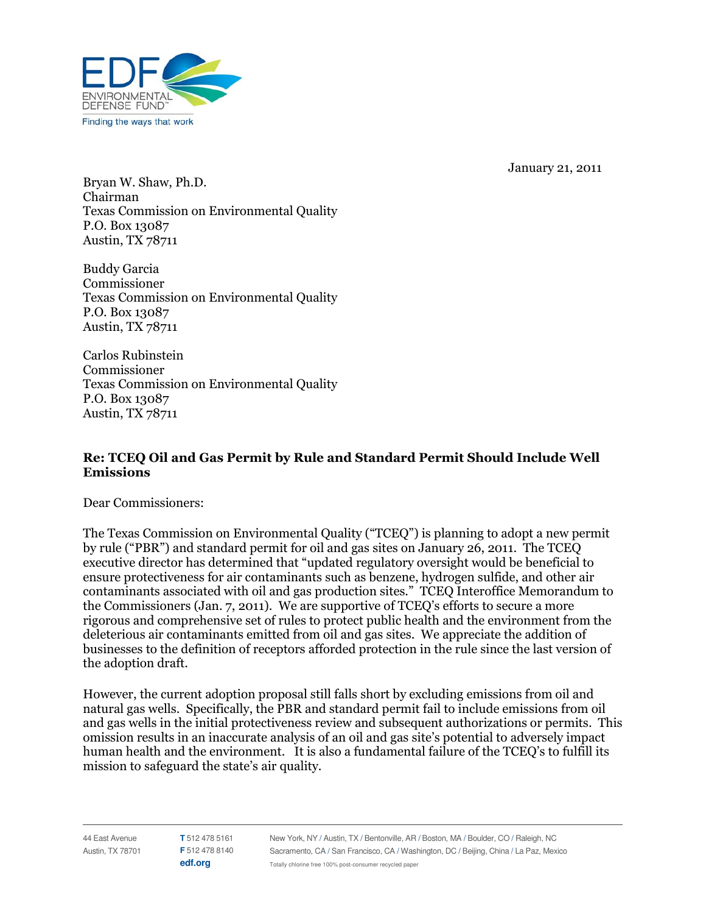January 21, 2011

Bryan W. Shaw, Ph.D.
Chairman
Texas Commission on Environmental Quality
P.O. Box 13087
Austin, TX 78711

Buddy Garcia
Commissioner
Texas Commission on Environmental Quality
P.O. Box 13087
Austin, TX 78711

Carlos Rubinstein
Commissioner
Texas Commission on Environmental Quality
P.O. Box 13087
Austin, TX 78711

**Re: TCEQ Oil and Gas Permit by Rule and Standard Permit Should Include Well Emissions**

Dear Commissioners:

The Texas Commission on Environmental Quality ("TCEQ") is planning to adopt a new permit by rule ("PBR") and standard permit for oil and gas sites on January 26, 2011. The TCEQ executive director has determined that "updated regulatory oversight would be beneficial to ensure protectiveness for air contaminants such as benzene, hydrogen sulfide, and other air contaminants associated with oil and gas production sites." TCEQ Interoffice Memorandum to the Commissioners (Jan. 7, 2011). We are supportive of TCEQ's efforts to secure a more rigorous and comprehensive set of rules to protect public health and the environment from the deleterious air contaminants emitted from oil and gas sites. We appreciate the addition of businesses to the definition of receptors afforded protection in the rule since the last version of the adoption draft.

However, the current adoption proposal still falls short by excluding emissions from oil and natural gas wells. Specifically, the PBR and standard permit fail to include emissions from oil and gas wells in the initial protectiveness review and subsequent authorizations or permits. This omission results in an inaccurate analysis of an oil and gas site's potential to adversely impact human health and the environment. It is also a fundamental failure of the TCEQ's to fulfill its mission to safeguard the state's air quality.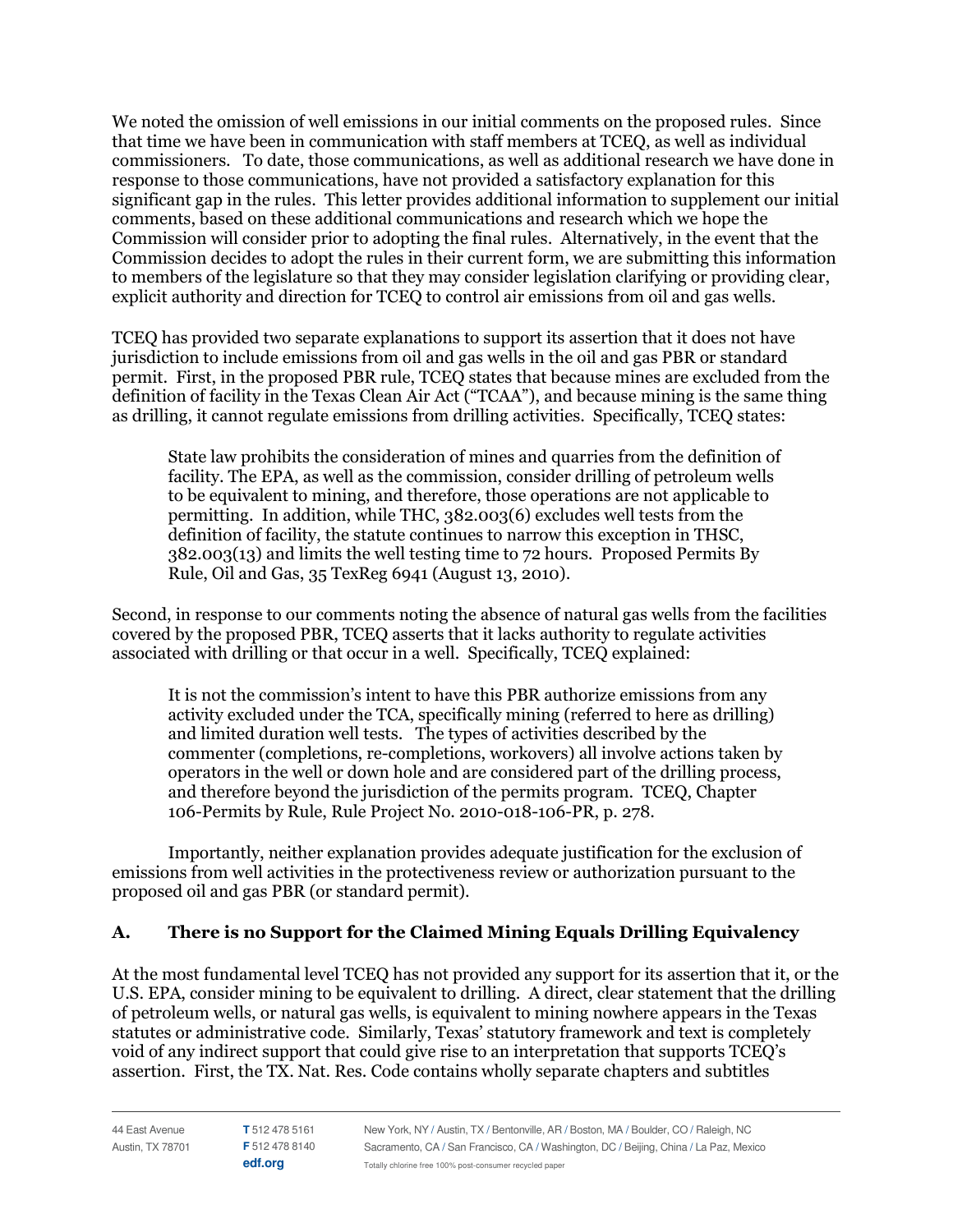We noted the omission of well emissions in our initial comments on the proposed rules. Since that time we have been in communication with staff members at TCEQ, as well as individual commissioners. To date, those communications, as well as additional research we have done in response to those communications, have not provided a satisfactory explanation for this significant gap in the rules. This letter provides additional information to supplement our initial comments, based on these additional communications and research which we hope the Commission will consider prior to adopting the final rules. Alternatively, in the event that the Commission decides to adopt the rules in their current form, we are submitting this information to members of the legislature so that they may consider legislation clarifying or providing clear, explicit authority and direction for TCEQ to control air emissions from oil and gas wells.

TCEQ has provided two separate explanations to support its assertion that it does not have jurisdiction to include emissions from oil and gas wells in the oil and gas PBR or standard permit. First, in the proposed PBR rule, TCEQ states that because mines are excluded from the definition of facility in the Texas Clean Air Act ("TCAA"), and because mining is the same thing as drilling, it cannot regulate emissions from drilling activities. Specifically, TCEQ states:

> State law prohibits the consideration of mines and quarries from the definition of facility. The EPA, as well as the commission, consider drilling of petroleum wells to be equivalent to mining, and therefore, those operations are not applicable to permitting. In addition, while THC, 382.003(6) excludes well tests from the definition of facility, the statute continues to narrow this exception in THSC, 382.003(13) and limits the well testing time to 72 hours. Proposed Permits By Rule, Oil and Gas, 35 TexReg 6941 (August 13, 2010).

Second, in response to our comments noting the absence of natural gas wells from the facilities covered by the proposed PBR, TCEQ asserts that it lacks authority to regulate activities associated with drilling or that occur in a well. Specifically, TCEQ explained:

> It is not the commission's intent to have this PBR authorize emissions from any activity excluded under the TCA, specifically mining (referred to here as drilling) and limited duration well tests. The types of activities described by the commenter (completions, re-completions, workovers) all involve actions taken by operators in the well or down hole and are considered part of the drilling process, and therefore beyond the jurisdiction of the permits program. TCEQ, Chapter 106-Permits by Rule, Rule Project No. 2010-018-106-PR, p. 278.

Importantly, neither explanation provides adequate justification for the exclusion of emissions from well activities in the protectiveness review or authorization pursuant to the proposed oil and gas PBR (or standard permit).

## A. There is no Support for the Claimed Mining Equals Drilling Equivalency

At the most fundamental level TCEQ has not provided any support for its assertion that it, or the U.S. EPA, consider mining to be equivalent to drilling. A direct, clear statement that the drilling of petroleum wells, or natural gas wells, is equivalent to mining nowhere appears in the Texas statutes or administrative code. Similarly, Texas' statutory framework and text is completely void of any indirect support that could give rise to an interpretation that supports TCEQ's assertion. First, the TX. Nat. Res. Code contains wholly separate chapters and subtitles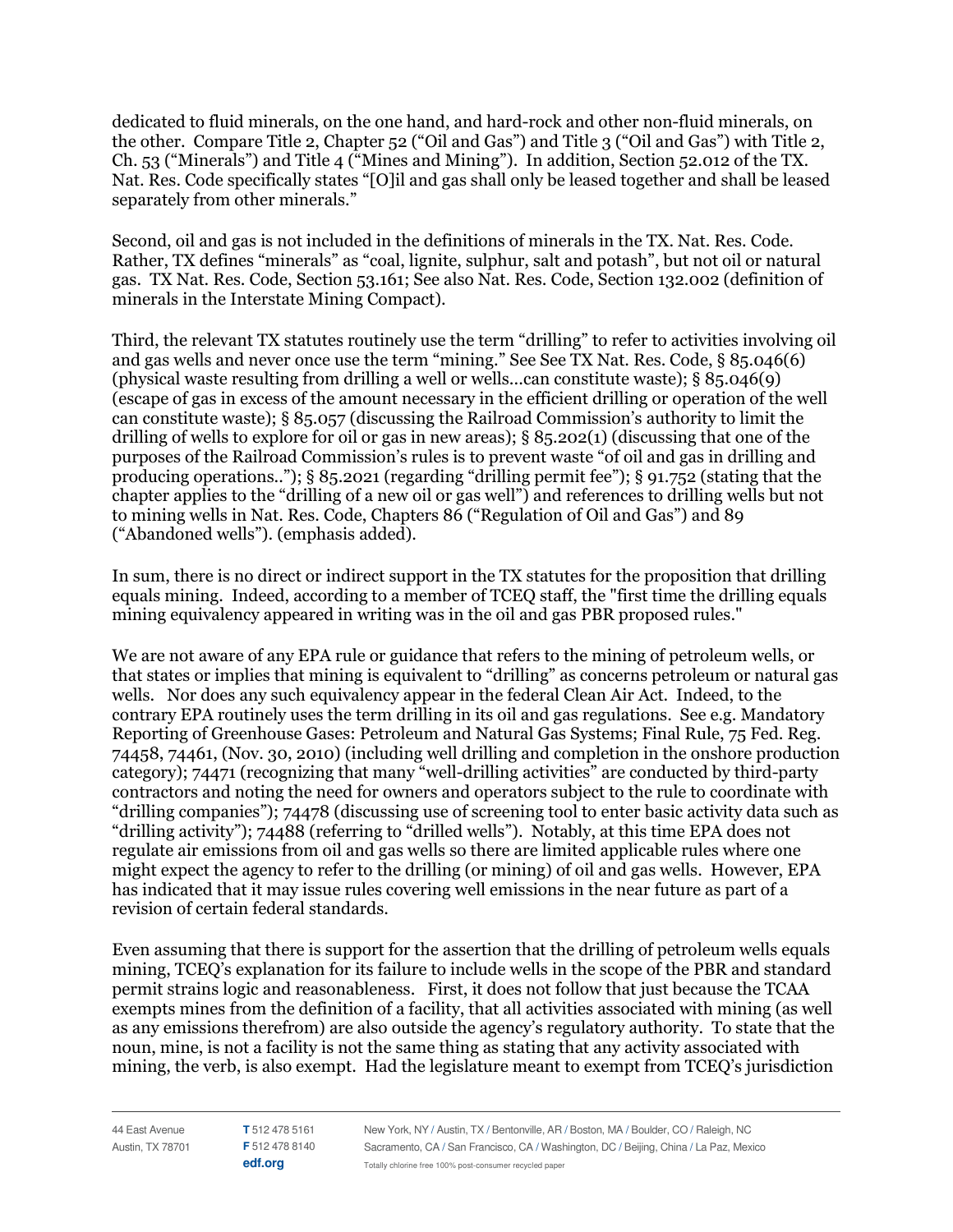dedicated to fluid minerals, on the one hand, and hard-rock and other non-fluid minerals, on the other. Compare Title 2, Chapter 52 ("Oil and Gas") and Title 3 ("Oil and Gas") with Title 2, Ch. 53 ("Minerals") and Title 4 ("Mines and Mining"). In addition, Section 52.012 of the TX. Nat. Res. Code specifically states "[O]il and gas shall only be leased together and shall be leased separately from other minerals."

Second, oil and gas is not included in the definitions of minerals in the TX. Nat. Res. Code. Rather, TX defines "minerals" as "coal, lignite, sulphur, salt and potash", but not oil or natural gas. TX Nat. Res. Code, Section 53.161; See also Nat. Res. Code, Section 132.002 (definition of minerals in the Interstate Mining Compact).

Third, the relevant TX statutes routinely use the term "drilling" to refer to activities involving oil and gas wells and never once use the term "mining." See See TX Nat. Res. Code, § 85.046(6) (physical waste resulting from drilling a well or wells...can constitute waste); § 85.046(9) (escape of gas in excess of the amount necessary in the efficient drilling or operation of the well can constitute waste); § 85.057 (discussing the Railroad Commission's authority to limit the drilling of wells to explore for oil or gas in new areas); § 85.202(1) (discussing that one of the purposes of the Railroad Commission's rules is to prevent waste "of oil and gas in drilling and producing operations.."); § 85.2021 (regarding "drilling permit fee"); § 91.752 (stating that the chapter applies to the "drilling of a new oil or gas well") and references to drilling wells but not to mining wells in Nat. Res. Code, Chapters 86 ("Regulation of Oil and Gas") and 89 ("Abandoned wells"). (emphasis added).

In sum, there is no direct or indirect support in the TX statutes for the proposition that drilling equals mining. Indeed, according to a member of TCEQ staff, the "first time the drilling equals mining equivalency appeared in writing was in the oil and gas PBR proposed rules."

We are not aware of any EPA rule or guidance that refers to the mining of petroleum wells, or that states or implies that mining is equivalent to "drilling" as concerns petroleum or natural gas wells. Nor does any such equivalency appear in the federal Clean Air Act. Indeed, to the contrary EPA routinely uses the term drilling in its oil and gas regulations. See e.g. Mandatory Reporting of Greenhouse Gases: Petroleum and Natural Gas Systems; Final Rule, 75 Fed. Reg. 74458, 74461, (Nov. 30, 2010) (including well drilling and completion in the onshore production category); 74471 (recognizing that many "well-drilling activities" are conducted by third-party contractors and noting the need for owners and operators subject to the rule to coordinate with "drilling companies"); 74478 (discussing use of screening tool to enter basic activity data such as "drilling activity"); 74488 (referring to "drilled wells"). Notably, at this time EPA does not regulate air emissions from oil and gas wells so there are limited applicable rules where one might expect the agency to refer to the drilling (or mining) of oil and gas wells. However, EPA has indicated that it may issue rules covering well emissions in the near future as part of a revision of certain federal standards.

Even assuming that there is support for the assertion that the drilling of petroleum wells equals mining, TCEQ's explanation for its failure to include wells in the scope of the PBR and standard permit strains logic and reasonableness. First, it does not follow that just because the TCAA exempts mines from the definition of a facility, that all activities associated with mining (as well as any emissions therefrom) are also outside the agency's regulatory authority. To state that the noun, mine, is not a facility is not the same thing as stating that any activity associated with mining, the verb, is also exempt. Had the legislature meant to exempt from TCEQ's jurisdiction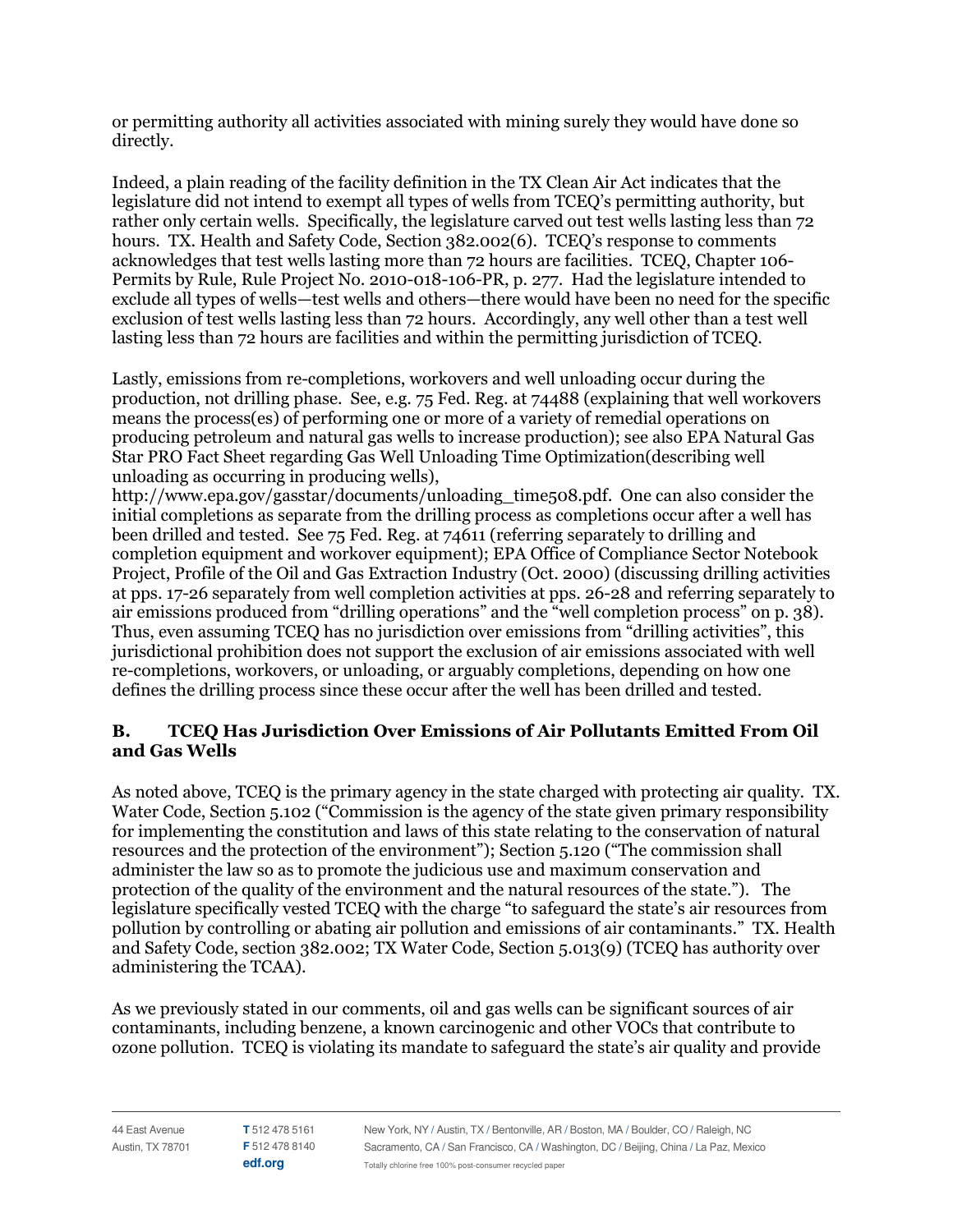or permitting authority all activities associated with mining surely they would have done so directly.

Indeed, a plain reading of the facility definition in the TX Clean Air Act indicates that the legislature did not intend to exempt all types of wells from TCEQ's permitting authority, but rather only certain wells. Specifically, the legislature carved out test wells lasting less than 72 hours. TX. Health and Safety Code, Section 382.002(6). TCEQ's response to comments acknowledges that test wells lasting more than 72 hours are facilities. TCEQ, Chapter 106-Permits by Rule, Rule Project No. 2010-018-106-PR, p. 277. Had the legislature intended to exclude all types of wells—test wells and others—there would have been no need for the specific exclusion of test wells lasting less than 72 hours. Accordingly, any well other than a test well lasting less than 72 hours are facilities and within the permitting jurisdiction of TCEQ.

Lastly, emissions from re-completions, workovers and well unloading occur during the production, not drilling phase. See, e.g. 75 Fed. Reg. at 74488 (explaining that well workovers means the process(es) of performing one or more of a variety of remedial operations on producing petroleum and natural gas wells to increase production); see also EPA Natural Gas Star PRO Fact Sheet regarding Gas Well Unloading Time Optimization(describing well unloading as occurring in producing wells), http://www.epa.gov/gasstar/documents/unloading_time508.pdf. One can also consider the initial completions as separate from the drilling process as completions occur after a well has been drilled and tested. See 75 Fed. Reg. at 74611 (referring separately to drilling and completion equipment and workover equipment); EPA Office of Compliance Sector Notebook Project, Profile of the Oil and Gas Extraction Industry (Oct. 2000) (discussing drilling activities at pps. 17-26 separately from well completion activities at pps. 26-28 and referring separately to air emissions produced from "drilling operations" and the "well completion process" on p. 38). Thus, even assuming TCEQ has no jurisdiction over emissions from "drilling activities", this jurisdictional prohibition does not support the exclusion of air emissions associated with well re-completions, workovers, or unloading, or arguably completions, depending on how one defines the drilling process since these occur after the well has been drilled and tested.

### B. TCEQ Has Jurisdiction Over Emissions of Air Pollutants Emitted From Oil and Gas Wells

As noted above, TCEQ is the primary agency in the state charged with protecting air quality. TX. Water Code, Section 5.102 ("Commission is the agency of the state given primary responsibility for implementing the constitution and laws of this state relating to the conservation of natural resources and the protection of the environment"); Section 5.120 ("The commission shall administer the law so as to promote the judicious use and maximum conservation and protection of the quality of the environment and the natural resources of the state."). The legislature specifically vested TCEQ with the charge "to safeguard the state's air resources from pollution by controlling or abating air pollution and emissions of air contaminants." TX. Health and Safety Code, section 382.002; TX Water Code, Section 5.013(9) (TCEQ has authority over administering the TCAA).

As we previously stated in our comments, oil and gas wells can be significant sources of air contaminants, including benzene, a known carcinogenic and other VOCs that contribute to ozone pollution. TCEQ is violating its mandate to safeguard the state's air quality and provide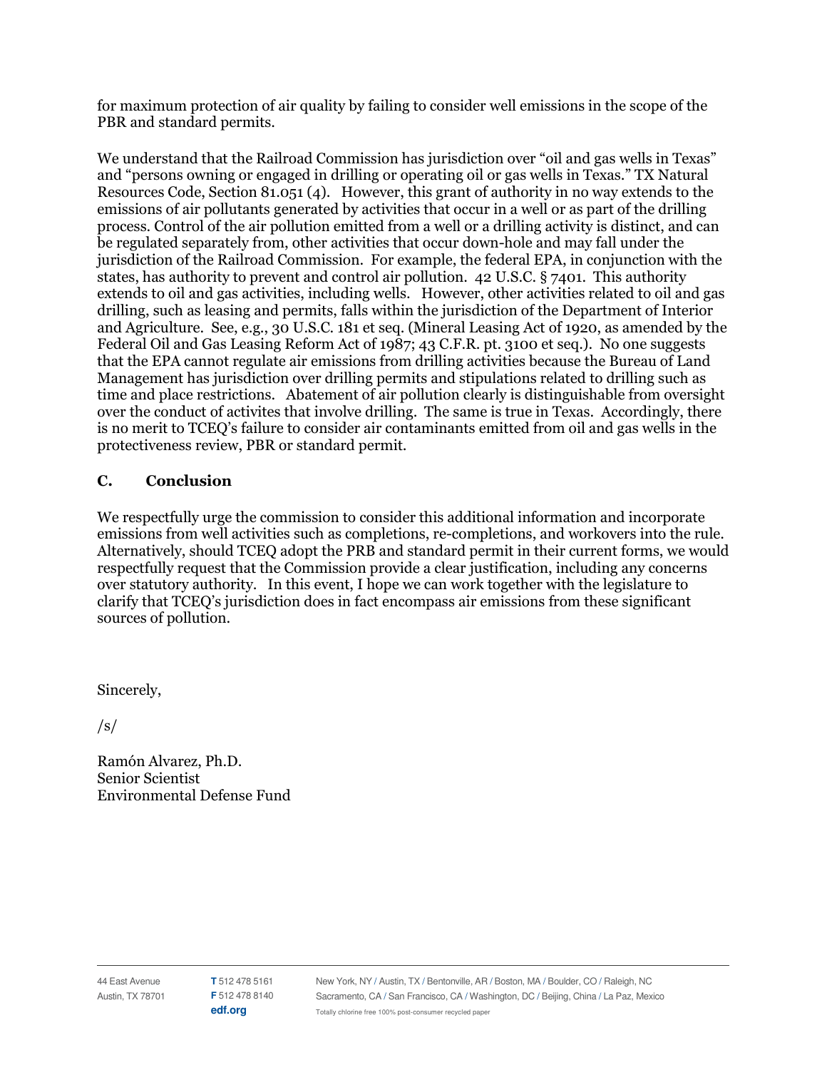for maximum protection of air quality by failing to consider well emissions in the scope of the PBR and standard permits.

We understand that the Railroad Commission has jurisdiction over "oil and gas wells in Texas" and "persons owning or engaged in drilling or operating oil or gas wells in Texas." TX Natural Resources Code, Section 81.051 (4). However, this grant of authority in no way extends to the emissions of air pollutants generated by activities that occur in a well or as part of the drilling process. Control of the air pollution emitted from a well or a drilling activity is distinct, and can be regulated separately from, other activities that occur down-hole and may fall under the jurisdiction of the Railroad Commission. For example, the federal EPA, in conjunction with the states, has authority to prevent and control air pollution. 42 U.S.C. § 7401. This authority extends to oil and gas activities, including wells. However, other activities related to oil and gas drilling, such as leasing and permits, falls within the jurisdiction of the Department of Interior and Agriculture. See, e.g., 30 U.S.C. 181 et seq. (Mineral Leasing Act of 1920, as amended by the Federal Oil and Gas Leasing Reform Act of 1987; 43 C.F.R. pt. 3100 et seq.). No one suggests that the EPA cannot regulate air emissions from drilling activities because the Bureau of Land Management has jurisdiction over drilling permits and stipulations related to drilling such as time and place restrictions. Abatement of air pollution clearly is distinguishable from oversight over the conduct of activites that involve drilling. The same is true in Texas. Accordingly, there is no merit to TCEQ's failure to consider air contaminants emitted from oil and gas wells in the protectiveness review, PBR or standard permit.

## C. Conclusion

We respectfully urge the commission to consider this additional information and incorporate emissions from well activities such as completions, re-completions, and workovers into the rule. Alternatively, should TCEQ adopt the PRB and standard permit in their current forms, we would respectfully request that the Commission provide a clear justification, including any concerns over statutory authority. In this event, I hope we can work together with the legislature to clarify that TCEQ's jurisdiction does in fact encompass air emissions from these significant sources of pollution.

Sincerely,

/s/

Ramón Alvarez, Ph.D.
Senior Scientist
Environmental Defense Fund

44 East Avenue
Austin, TX 78701

**T** 512 478 5161
**F** 512 478 8140
**edf.org**

New York, NY / Austin, TX / Bentonville, AR / Boston, MA / Boulder, CO / Raleigh, NC
Sacramento, CA / San Francisco, CA / Washington, DC / Beijing, China / La Paz, Mexico

Totally chlorine free 100% post-consumer recycled paper